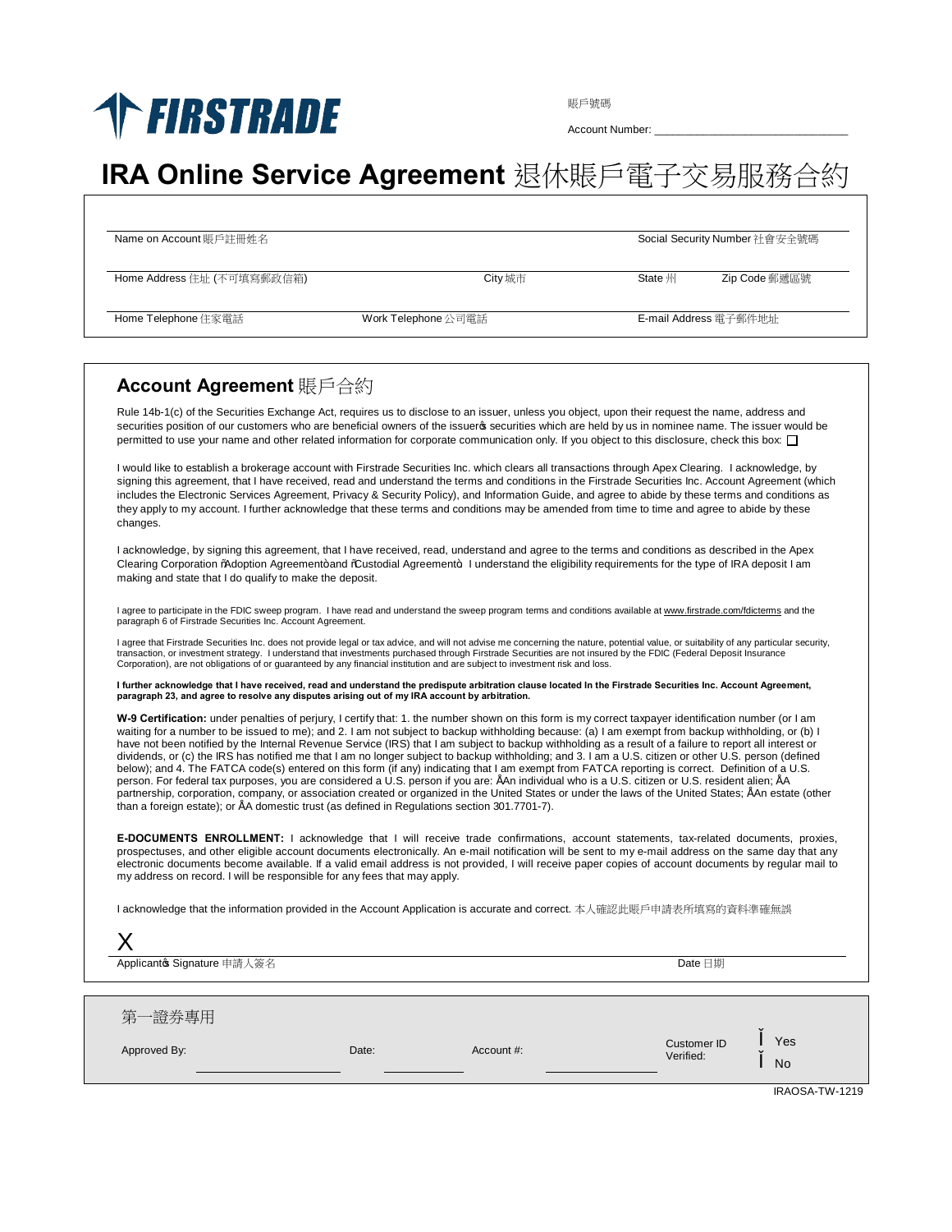FIRSTRADE

賬戶號碼

Account Number: ______________________________

# IRA Online Service Agreement 退休賬戶電子交易服務合約

| Name on Account 賬戶註冊姓名 | | | Social Security Number 社會安全號碼 | |
|---|---|---|---|---|
| Home Address 住址 (不可填寫郵政信箱) | | City 城市 | State 州 | Zip Code 郵遞區號 |
| Home Telephone 住家電話 | Work Telephone 公司電話 | | E-mail Address 電子郵件地址 | |

## Account Agreement 賬戶合約

Rule 14b-1(c) of the Securities Exchange Act, requires us to disclose to an issuer, unless you object, upon their request the name, address and securities position of our customers who are beneficial owners of the issuer's securities which are held by us in nominee name. The issuer would be permitted to use your name and other related information for corporate communication only. If you object to this disclosure, check this box: ☐

I would like to establish a brokerage account with Firstrade Securities Inc. which clears all transactions through Apex Clearing. I acknowledge, by signing this agreement, that I have received, read and understand the terms and conditions in the Firstrade Securities Inc. Account Agreement (which includes the Electronic Services Agreement, Privacy & Security Policy), and Information Guide, and agree to abide by these terms and conditions as they apply to my account. I further acknowledge that these terms and conditions may be amended from time to time and agree to abide by these changes.

I acknowledge, by signing this agreement, that I have received, read, understand and agree to the terms and conditions as described in the Apex Clearing Corporation "Adoption Agreement" and "Custodial Agreement". I understand the eligibility requirements for the type of IRA deposit I am making and state that I do qualify to make the deposit.

I agree to participate in the FDIC sweep program. I have read and understand the sweep program terms and conditions available at www.firstrade.com/fdicterms and the paragraph 6 of Firstrade Securities Inc. Account Agreement.

I agree that Firstrade Securities Inc. does not provide legal or tax advice, and will not advise me concerning the nature, potential value, or suitability of any particular security, transaction, or investment strategy. I understand that investments purchased through Firstrade Securities are not insured by the FDIC (Federal Deposit Insurance Corporation), are not obligations of or guaranteed by any financial institution and are subject to investment risk and loss.

**I further acknowledge that I have received, read and understand the predispute arbitration clause located In the Firstrade Securities Inc. Account Agreement, paragraph 23, and agree to resolve any disputes arising out of my IRA account by arbitration.**

**W-9 Certification:** under penalties of perjury, I certify that: 1. the number shown on this form is my correct taxpayer identification number (or I am waiting for a number to be issued to me); and 2. I am not subject to backup withholding because: (a) I am exempt from backup withholding, or (b) I have not been notified by the Internal Revenue Service (IRS) that I am subject to backup withholding as a result of a failure to report all interest or dividends, or (c) the IRS has notified me that I am no longer subject to backup withholding; and 3. I am a U.S. citizen or other U.S. person (defined below); and 4. The FATCA code(s) entered on this form (if any) indicating that I am exempt from FATCA reporting is correct. Definition of a U.S. person. For federal tax purposes, you are considered a U.S. person if you are: • An individual who is a U.S. citizen or U.S. resident alien; • A partnership, corporation, company, or association created or organized in the United States or under the laws of the United States; • An estate (other than a foreign estate); or • A domestic trust (as defined in Regulations section 301.7701-7).

**E-DOCUMENTS ENROLLMENT:** I acknowledge that I will receive trade confirmations, account statements, tax-related documents, proxies, prospectuses, and other eligible account documents electronically. An e-mail notification will be sent to my e-mail address on the same day that any electronic documents become available. If a valid email address is not provided, I will receive paper copies of account documents by regular mail to my address on record. I will be responsible for any fees that may apply.

I acknowledge that the information provided in the Account Application is accurate and correct. 本人確認此賬戶申請表所填寫的資料準確無誤

X

Applicant's Signature 申請人簽名 Date 日期

---

第一證券專用

Approved By: ______________ Date: ______________ Account #: ______________ Customer ID Verified: ☐ Yes ☐ No

IRAOSA-TW-1219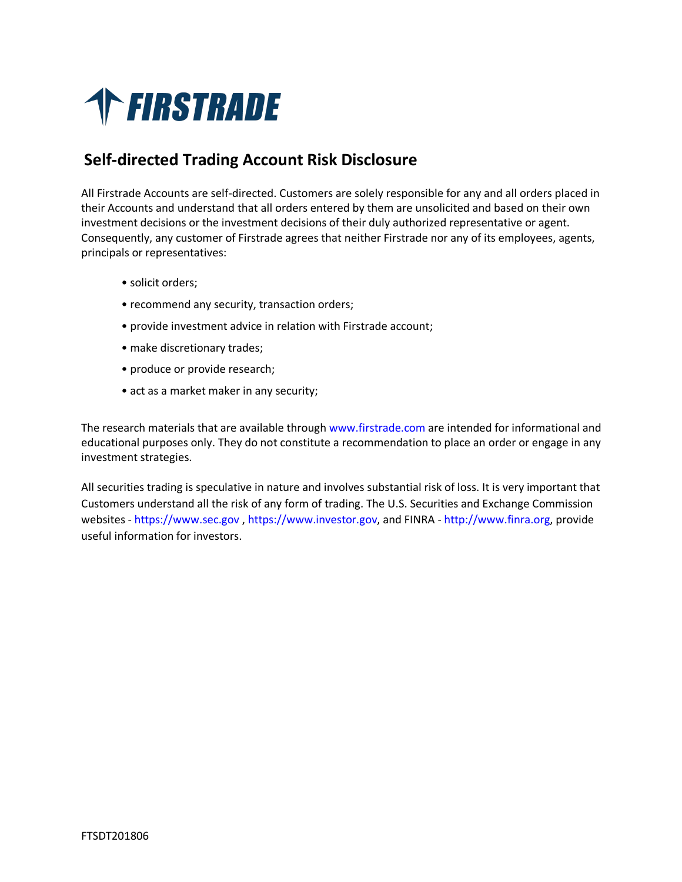# FIRSTRADE

## Self-directed Trading Account Risk Disclosure

All Firstrade Accounts are self-directed. Customers are solely responsible for any and all orders placed in their Accounts and understand that all orders entered by them are unsolicited and based on their own investment decisions or the investment decisions of their duly authorized representative or agent. Consequently, any customer of Firstrade agrees that neither Firstrade nor any of its employees, agents, principals or representatives:

- solicit orders;
- recommend any security, transaction orders;
- provide investment advice in relation with Firstrade account;
- make discretionary trades;
- produce or provide research;
- act as a market maker in any security;

The research materials that are available through www.firstrade.com are intended for informational and educational purposes only. They do not constitute a recommendation to place an order or engage in any investment strategies.

All securities trading is speculative in nature and involves substantial risk of loss. It is very important that Customers understand all the risk of any form of trading. The U.S. Securities and Exchange Commission websites - https://www.sec.gov , https://www.investor.gov, and FINRA - http://www.finra.org, provide useful information for investors.

FTSDT201806